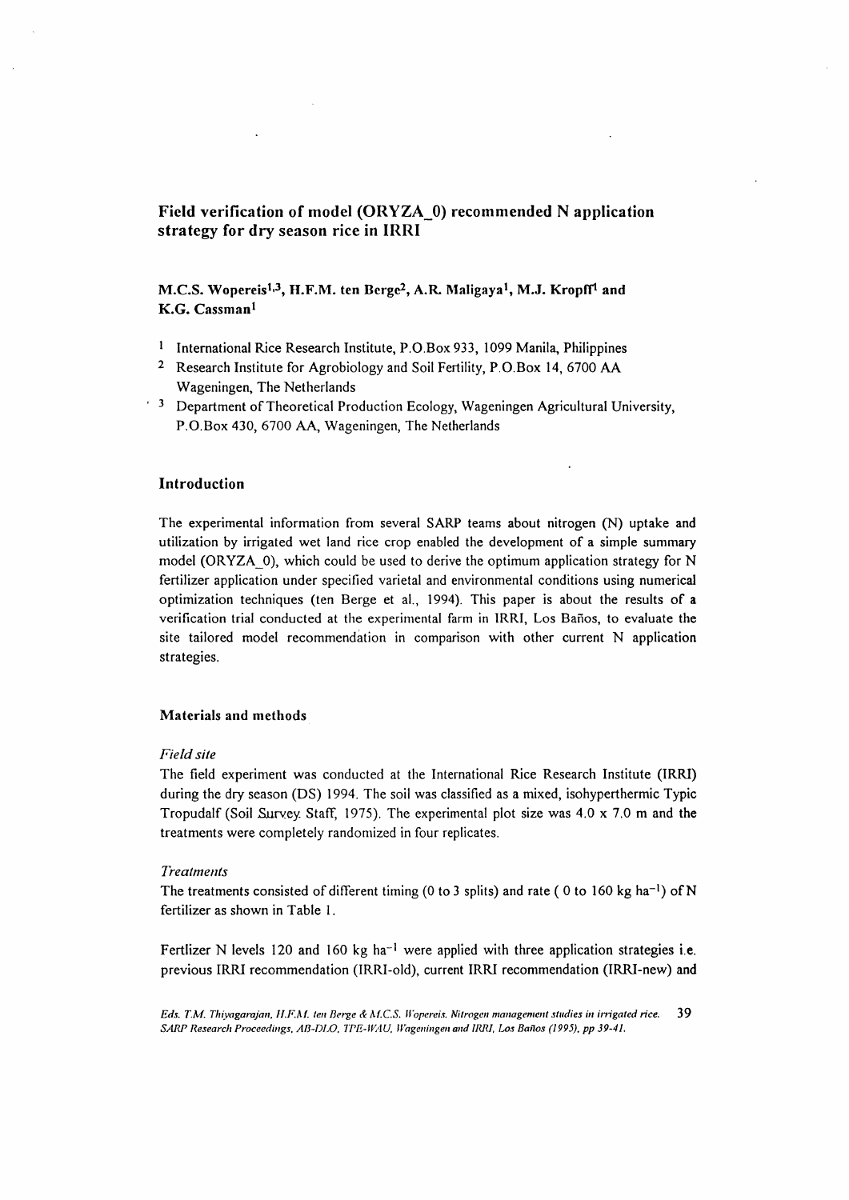# Field verification of model (ORYZA_0) recommended N application strategy for dry season rice in IRRI

**M.C.S. Wopereis[1,3], H.F.M. ten Berge[2], A.R. Maligaya[1], M.J. Kropff[1] and K.G. Cassman[1]**

[1] International Rice Research Institute, P.O.Box 933, 1099 Manila, Philippines

[2] Research Institute for Agrobiology and Soil Fertility, P.O.Box 14, 6700 AA Wageningen, The Netherlands

[3] Department of Theoretical Production Ecology, Wageningen Agricultural University, P.O.Box 430, 6700 AA, Wageningen, The Netherlands

## Introduction

The experimental information from several SARP teams about nitrogen (N) uptake and utilization by irrigated wet land rice crop enabled the development of a simple summary model (ORYZA_0), which could be used to derive the optimum application strategy for N fertilizer application under specified varietal and environmental conditions using numerical optimization techniques (ten Berge et al., 1994). This paper is about the results of a verification trial conducted at the experimental farm in IRRI, Los Baños, to evaluate the site tailored model recommendation in comparison with other current N application strategies.

## Materials and methods

### *Field site*

The field experiment was conducted at the International Rice Research Institute (IRRI) during the dry season (DS) 1994. The soil was classified as a mixed, isohyperthermic Typic Tropudalf (Soil Survey Staff, 1975). The experimental plot size was 4.0 x 7.0 m and the treatments were completely randomized in four replicates.

### *Treatments*

The treatments consisted of different timing (0 to 3 splits) and rate ( 0 to 160 kg $ha^{-1}$) of N fertilizer as shown in Table 1.

Fertlizer N levels 120 and 160 kg $ha^{-1}$ were applied with three application strategies i.e. previous IRRI recommendation (IRRI-old), current IRRI recommendation (IRRI-new) and

*Eds. T.M. Thiyagarajan, H.F.M. ten Berge & M.C.S. Wopereis. Nitrogen management studies in irrigated rice. SARP Research Proceedings, AB-DLO, TPE-WAU, Wageningen and IRRI, Los Baños (1995), pp 39-41.*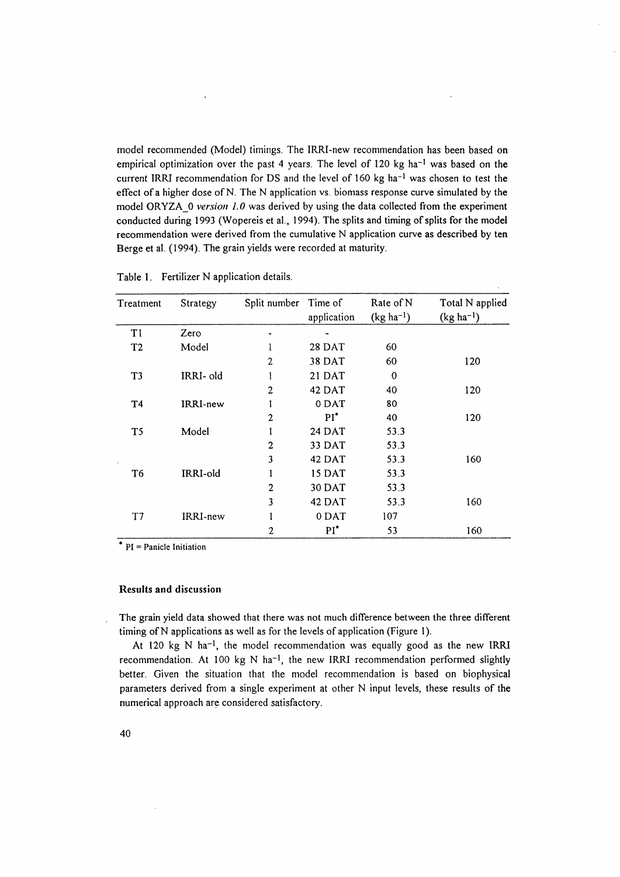model recommended (Model) timings. The IRRI-new recommendation has been based on empirical optimization over the past 4 years. The level of 120 kg ha$^{-1}$ was based on the current IRRI recommendation for DS and the level of 160 kg ha$^{-1}$ was chosen to test the effect of a higher dose of N. The N application vs. biomass response curve simulated by the model ORYZA_0 *version 1.0* was derived by using the data collected from the experiment conducted during 1993 (Wopereis et al., 1994). The splits and timing of splits for the model recommendation were derived from the cumulative N application curve as described by ten Berge et al. (1994). The grain yields were recorded at maturity.

Table 1. Fertilizer N application details.

| Treatment | Strategy | Split number | Time of application | Rate of N (kg ha$^{-1}$) | Total N applied (kg ha$^{-1}$) |
|---|---|---|---|---|---|
| T1 | Zero | - | - | | |
| T2 | Model | 1 | 28 DAT | 60 | |
| | | 2 | 38 DAT | 60 | 120 |
| T3 | IRRI- old | 1 | 21 DAT | 0 | |
| | | 2 | 42 DAT | 40 | 120 |
| T4 | IRRI-new | 1 | 0 DAT | 80 | |
| | | 2 | PI* | 40 | 120 |
| T5 | Model | 1 | 24 DAT | 53.3 | |
| | | 2 | 33 DAT | 53.3 | |
| | | 3 | 42 DAT | 53.3 | 160 |
| T6 | IRRI-old | 1 | 15 DAT | 53.3 | |
| | | 2 | 30 DAT | 53.3 | |
| | | 3 | 42 DAT | 53.3 | 160 |
| T7 | IRRI-new | 1 | 0 DAT | 107 | |
| | | 2 | PI* | 53 | 160 |

* PI = Panicle Initiation

### Results and discussion

The grain yield data showed that there was not much difference between the three different timing of N applications as well as for the levels of application (Figure 1).

At 120 kg N ha$^{-1}$, the model recommendation was equally good as the new IRRI recommendation. At 100 kg N ha$^{-1}$, the new IRRI recommendation performed slightly better. Given the situation that the model recommendation is based on biophysical parameters derived from a single experiment at other N input levels, these results of the numerical approach are considered satisfactory.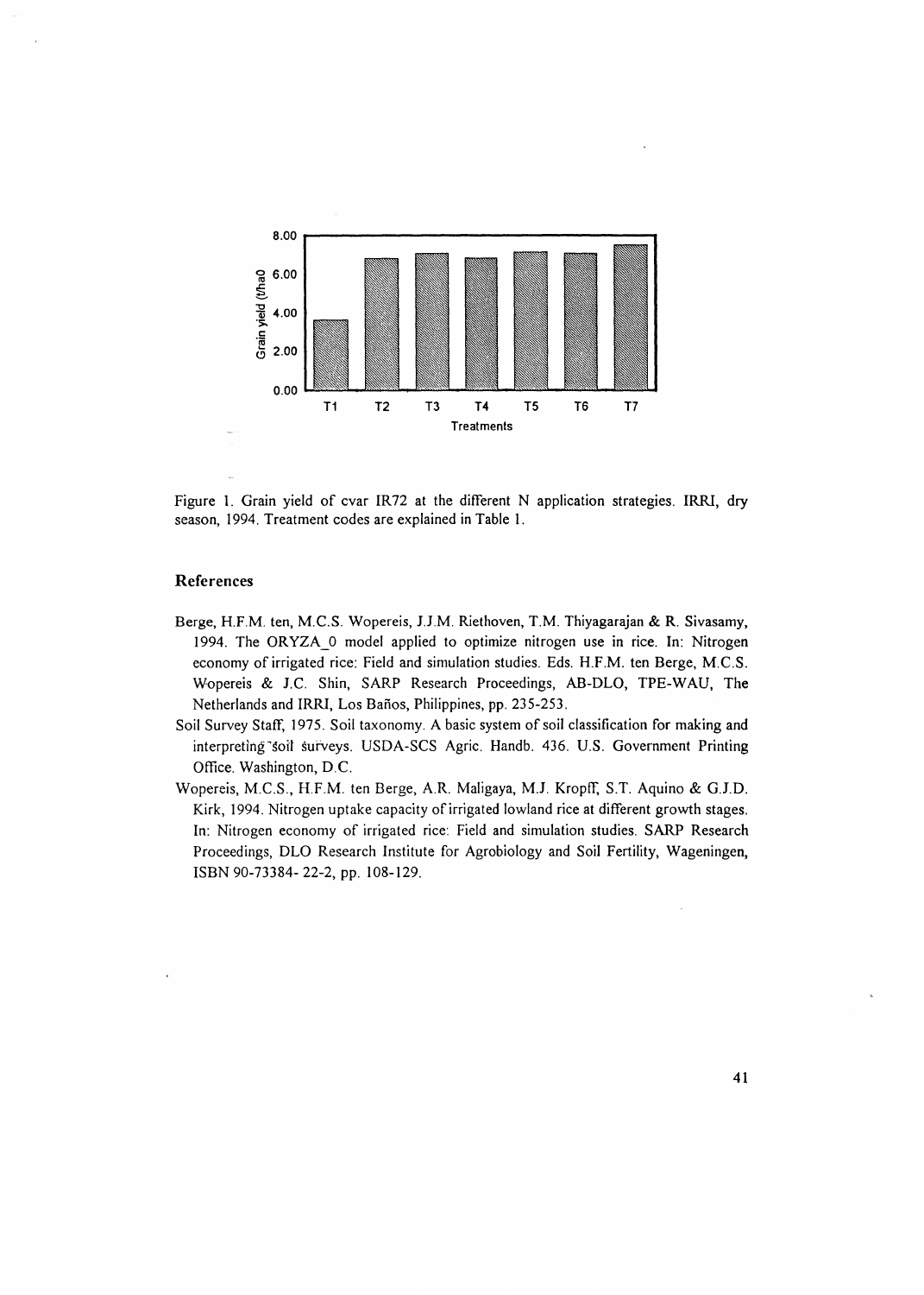Figure 1. Grain yield of cvar IR72 at the different N application strategies. IRRI, dry season, 1994. Treatment codes are explained in Table 1.

## References

Berge, H.F.M. ten, M.C.S. Wopereis, J.J.M. Riethoven, T.M. Thiyagarajan & R. Sivasamy, 1994. The ORYZA_0 model applied to optimize nitrogen use in rice. In: Nitrogen economy of irrigated rice: Field and simulation studies. Eds. H.F.M. ten Berge, M.C.S. Wopereis & J.C. Shin, SARP Research Proceedings, AB-DLO, TPE-WAU, The Netherlands and IRRI, Los Baños, Philippines, pp. 235-253.

Soil Survey Staff, 1975. Soil taxonomy. A basic system of soil classification for making and interpreting soil surveys. USDA-SCS Agric. Handb. 436. U.S. Government Printing Office. Washington, D.C.

Wopereis, M.C.S., H.F.M. ten Berge, A.R. Maligaya, M.J. Kropff, S.T. Aquino & G.J.D. Kirk, 1994. Nitrogen uptake capacity of irrigated lowland rice at different growth stages. In: Nitrogen economy of irrigated rice: Field and simulation studies. SARP Research Proceedings, DLO Research Institute for Agrobiology and Soil Fertility, Wageningen, ISBN 90-73384- 22-2, pp. 108-129.